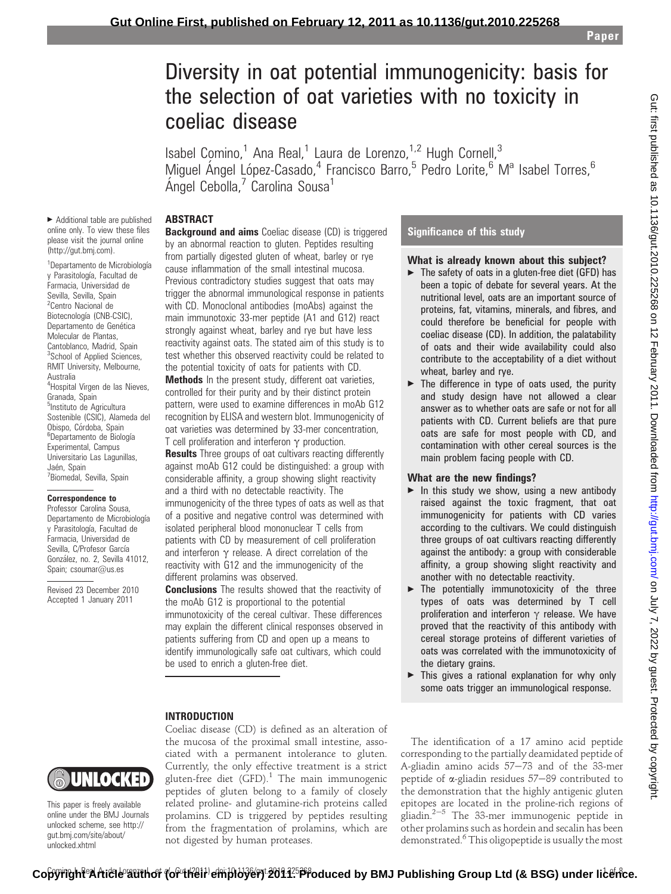# Diversity in oat potential immunogenicity: basis for the selection of oat varieties with no toxicity in coeliac disease

Isabel Comino,[1] Ana Real,[1] Laura de Lorenzo,[1,2] Hugh Cornell,[3] Miguel Ángel López-Casado,[4] Francisco Barro,[5] Pedro Lorite,[6] Mª Isabel Torres,[6] Ángel Cebolla,[7] Carolina Sousa[1]

► Additional table are published online only. To view these files please visit the journal online (http://gut.bmj.com).

[1]Departamento de Microbiología y Parasitología, Facultad de Farmacia, Universidad de Sevilla, Sevilla, Spain
[2]Centro Nacional de Biotecnología (CNB-CSIC), Departamento de Genética Molecular de Plantas, Cantoblanco, Madrid, Spain
[3]School of Applied Sciences, RMIT University, Melbourne, Australia
[4]Hospital Virgen de las Nieves, Granada, Spain
[5]Instituto de Agricultura Sostenible (CSIC), Alameda del Obispo, Córdoba, Spain
[6]Departamento de Biología Experimental, Campus Universitario Las Lagunillas, Jaén, Spain
[7]Biomedal, Sevilla, Spain

**Correspondence to**
Professor Carolina Sousa, Departamento de Microbiología y Parasitología, Facultad de Farmacia, Universidad de Sevilla, C/Profesor García González, no. 2, Sevilla 41012, Spain; csoumar@us.es

Revised 23 December 2010
Accepted 1 January 2011

## ABSTRACT

**Background and aims** Coeliac disease (CD) is triggered by an abnormal reaction to gluten. Peptides resulting from partially digested gluten of wheat, barley or rye cause inflammation of the small intestinal mucosa. Previous contradictory studies suggest that oats may trigger the abnormal immunological response in patients with CD. Monoclonal antibodies (moAbs) against the main immunotoxic 33-mer peptide (A1 and G12) react strongly against wheat, barley and rye but have less reactivity against oats. The stated aim of this study is to test whether this observed reactivity could be related to the potential toxicity of oats for patients with CD.

**Methods** In the present study, different oat varieties, controlled for their purity and by their distinct protein pattern, were used to examine differences in moAb G12 recognition by ELISA and western blot. Immunogenicity of oat varieties was determined by 33-mer concentration, T cell proliferation and interferon γ production.

**Results** Three groups of oat cultivars reacting differently against moAb G12 could be distinguished: a group with considerable affinity, a group showing slight reactivity and a third with no detectable reactivity. The immunogenicity of the three types of oats as well as that of a positive and negative control was determined with isolated peripheral blood mononuclear T cells from patients with CD by measurement of cell proliferation and interferon γ release. A direct correlation of the reactivity with G12 and the immunogenicity of the different prolamins was observed.

**Conclusions** The results showed that the reactivity of the moAb G12 is proportional to the potential immunotoxicity of the cereal cultivar. These differences may explain the different clinical responses observed in patients suffering from CD and open up a means to identify immunologically safe oat cultivars, which could be used to enrich a gluten-free diet.

## Significance of this study

### What is already known about this subject?

- The safety of oats in a gluten-free diet (GFD) has been a topic of debate for several years. At the nutritional level, oats are an important source of proteins, fat, vitamins, minerals, and fibres, and could therefore be beneficial for people with coeliac disease (CD). In addition, the palatability of oats and their wide availability could also contribute to the acceptability of a diet without wheat, barley and rye.
- The difference in type of oats used, the purity and study design have not allowed a clear answer as to whether oats are safe or not for all patients with CD. Current beliefs are that pure oats are safe for most people with CD, and contamination with other cereal sources is the main problem facing people with CD.

### What are the new findings?

- In this study we show, using a new antibody raised against the toxic fragment, that oat immunogenicity for patients with CD varies according to the cultivars. We could distinguish three groups of oat cultivars reacting differently against the antibody: a group with considerable affinity, a group showing slight reactivity and another with no detectable reactivity.
- The potentially immunotoxicity of the three types of oats was determined by T cell proliferation and interferon γ release. We have proved that the reactivity of this antibody with cereal storage proteins of different varieties of oats was correlated with the immunotoxicity of the dietary grains.
- This gives a rational explanation for why only some oats trigger an immunological response.

This paper is freely available online under the BMJ Journals unlocked scheme, see http://gut.bmj.com/site/about/unlocked.xhtml

## INTRODUCTION

Coeliac disease (CD) is defined as an alteration of the mucosa of the proximal small intestine, associated with a permanent intolerance to gluten. Currently, the only effective treatment is a strict gluten-free diet (GFD).[1] The main immunogenic peptides of gluten belong to a family of closely related proline- and glutamine-rich proteins called prolamins. CD is triggered by peptides resulting from the fragmentation of prolamins, which are not digested by human proteases.

The identification of a 17 amino acid peptide corresponding to the partially deamidated peptide of A-gliadin amino acids 57–73 and of the 33-mer peptide of α-gliadin residues 57–89 contributed to the demonstration that the highly antigenic gluten epitopes are located in the proline-rich regions of gliadin.[2–5] The 33-mer immunogenic peptide in other prolamins such as hordein and secalin has been demonstrated.[6] This oligopeptide is usually the most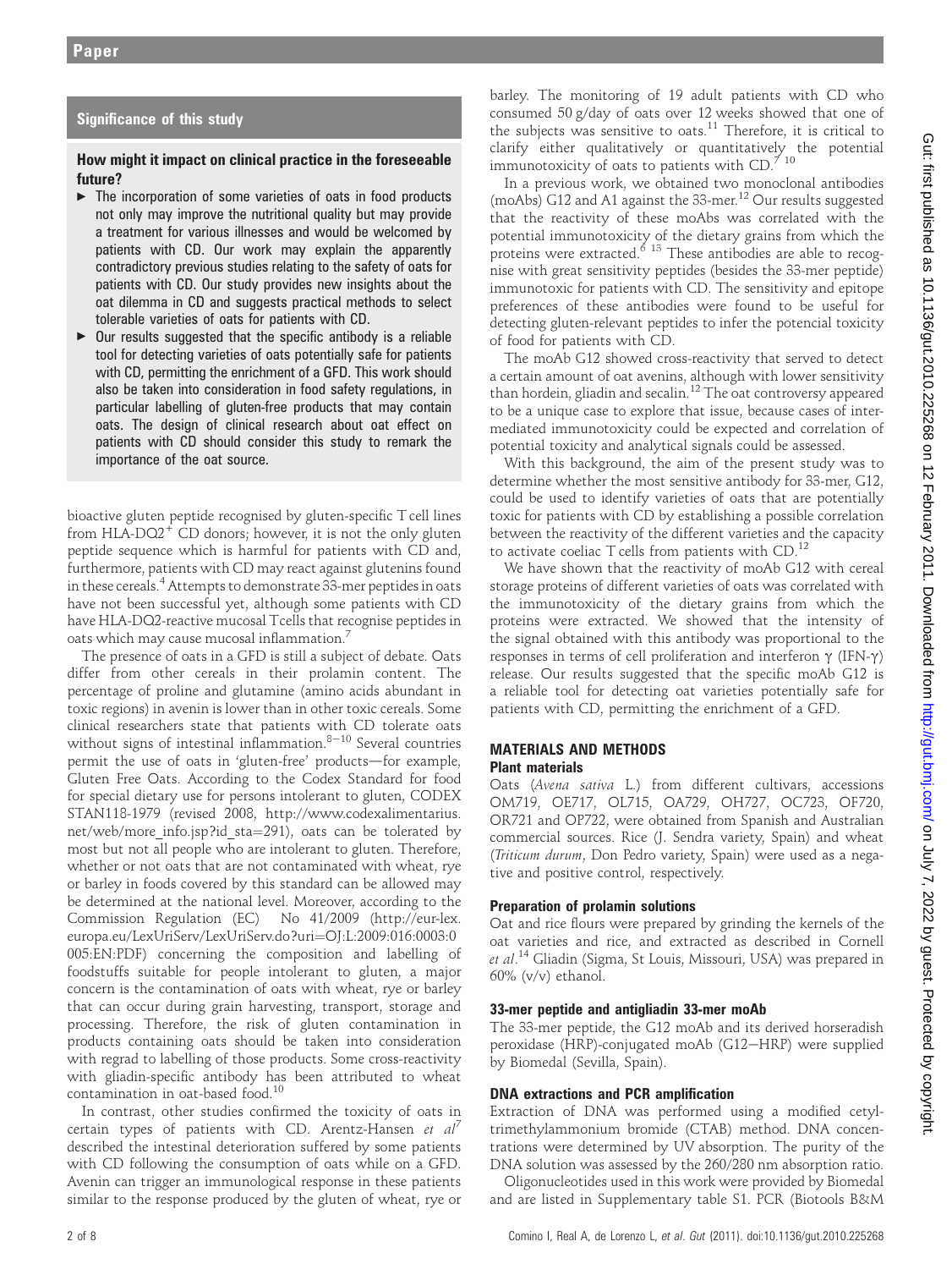## Significance of this study

### How might it impact on clinical practice in the foreseeable future?

- The incorporation of some varieties of oats in food products not only may improve the nutritional quality but may provide a treatment for various illnesses and would be welcomed by patients with CD. Our work may explain the apparently contradictory previous studies relating to the safety of oats for patients with CD. Our study provides new insights about the oat dilemma in CD and suggests practical methods to select tolerable varieties of oats for patients with CD.
- Our results suggested that the specific antibody is a reliable tool for detecting varieties of oats potentially safe for patients with CD, permitting the enrichment of a GFD. This work should also be taken into consideration in food safety regulations, in particular labelling of gluten-free products that may contain oats. The design of clinical research about oat effect on patients with CD should consider this study to remark the importance of the oat source.

bioactive gluten peptide recognised by gluten-specific T cell lines from HLA-DQ2$^{+}$ CD donors; however, it is not the only gluten peptide sequence which is harmful for patients with CD and, furthermore, patients with CD may react against glutenins found in these cereals.[4] Attempts to demonstrate 33-mer peptides in oats have not been successful yet, although some patients with CD have HLA-DQ2-reactive mucosal T cells that recognise peptides in oats which may cause mucosal inflammation.[7]

The presence of oats in a GFD is still a subject of debate. Oats differ from other cereals in their prolamin content. The percentage of proline and glutamine (amino acids abundant in toxic regions) in avenin is lower than in other toxic cereals. Some clinical researchers state that patients with CD tolerate oats without signs of intestinal inflammation.[8–10] Several countries permit the use of oats in 'gluten-free' products—for example, Gluten Free Oats. According to the Codex Standard for food for special dietary use for persons intolerant to gluten, CODEX STAN118-1979 (revised 2008, http://www.codexalimentarius.net/web/more_info.jsp?id_sta=291), oats can be tolerated by most but not all people who are intolerant to gluten. Therefore, whether or not oats that are not contaminated with wheat, rye or barley in foods covered by this standard can be allowed may be determined at the national level. Moreover, according to the Commission Regulation (EC) No 41/2009 (http://eur-lex.europa.eu/LexUriServ/LexUriServ.do?uri=OJ:L:2009:016:0003:0005:EN:PDF) concerning the composition and labelling of foodstuffs suitable for people intolerant to gluten, a major concern is the contamination of oats with wheat, rye or barley that can occur during grain harvesting, transport, storage and processing. Therefore, the risk of gluten contamination in products containing oats should be taken into consideration with regrad to labelling of those products. Some cross-reactivity with gliadin-specific antibody has been attributed to wheat contamination in oat-based food.[10]

In contrast, other studies confirmed the toxicity of oats in certain types of patients with CD. Arentz-Hansen *et al*[7] described the intestinal deterioration suffered by some patients with CD following the consumption of oats while on a GFD. Avenin can trigger an immunological response in these patients similar to the response produced by the gluten of wheat, rye or barley. The monitoring of 19 adult patients with CD who consumed 50 g/day of oats over 12 weeks showed that one of the subjects was sensitive to oats.[11] Therefore, it is critical to clarify either qualitatively or quantitatively the potential immunotoxicity of oats to patients with CD.[7 10]

In a previous work, we obtained two monoclonal antibodies (moAbs) G12 and A1 against the 33-mer.[12] Our results suggested that the reactivity of these moAbs was correlated with the potential immunotoxicity of the dietary grains from which the proteins were extracted.[6 13] These antibodies are able to recognise with great sensitivity peptides (besides the 33-mer peptide) immunotoxic for patients with CD. The sensitivity and epitope preferences of these antibodies were found to be useful for detecting gluten-relevant peptides to infer the potencial toxicity of food for patients with CD.

The moAb G12 showed cross-reactivity that served to detect a certain amount of oat avenins, although with lower sensitivity than hordein, gliadin and secalin.[12] The oat controversy appeared to be a unique case to explore that issue, because cases of intermediated immunotoxicity could be expected and correlation of potential toxicity and analytical signals could be assessed.

With this background, the aim of the present study was to determine whether the most sensitive antibody for 33-mer, G12, could be used to identify varieties of oats that are potentially toxic for patients with CD by establishing a possible correlation between the reactivity of the different varieties and the capacity to activate coeliac T cells from patients with CD.[12]

We have shown that the reactivity of moAb G12 with cereal storage proteins of different varieties of oats was correlated with the immunotoxicity of the dietary grains from which the proteins were extracted. We showed that the intensity of the signal obtained with this antibody was proportional to the responses in terms of cell proliferation and interferon $\gamma$ (IFN-$\gamma$) release. Our results suggested that the specific moAb G12 is a reliable tool for detecting oat varieties potentially safe for patients with CD, permitting the enrichment of a GFD.

## MATERIALS AND METHODS

### Plant materials

Oats (*Avena sativa* L.) from different cultivars, accessions OM719, OE717, OL715, OA729, OH727, OC723, OF720, OR721 and OP722, were obtained from Spanish and Australian commercial sources. Rice (J. Sendra variety, Spain) and wheat (*Triticum durum*, Don Pedro variety, Spain) were used as a negative and positive control, respectively.

### Preparation of prolamin solutions

Oat and rice flours were prepared by grinding the kernels of the oat varieties and rice, and extracted as described in Cornell *et al*.[14] Gliadin (Sigma, St Louis, Missouri, USA) was prepared in 60% (v/v) ethanol.

### 33-mer peptide and antigliadin 33-mer moAb

The 33-mer peptide, the G12 moAb and its derived horseradish peroxidase (HRP)-conjugated moAb (G12–HRP) were supplied by Biomedal (Sevilla, Spain).

### DNA extractions and PCR amplification

Extraction of DNA was performed using a modified cetyltrimethylammonium bromide (CTAB) method. DNA concentrations were determined by UV absorption. The purity of the DNA solution was assessed by the 260/280 nm absorption ratio.

Oligonucleotides used in this work were provided by Biomedal and are listed in Supplementary table S1. PCR (Biotools B&M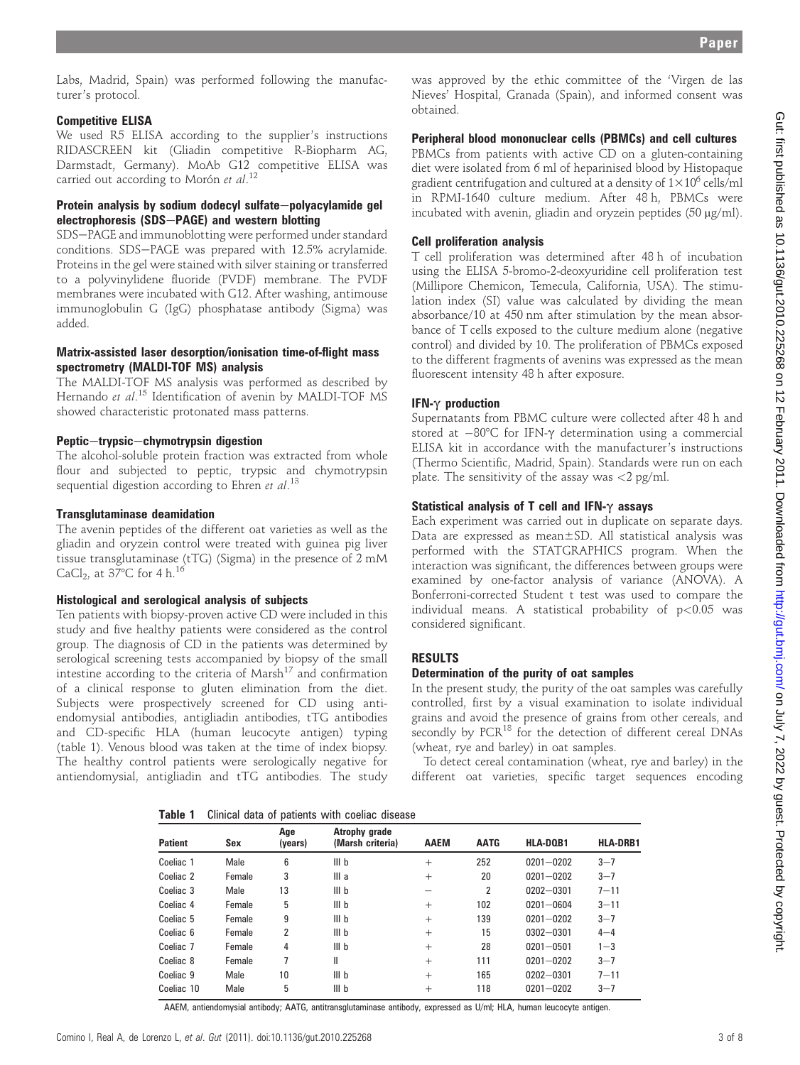Labs, Madrid, Spain) was performed following the manufacturer's protocol.

### Competitive ELISA

We used R5 ELISA according to the supplier's instructions RIDASCREEN kit (Gliadin competitive R-Biopharm AG, Darmstadt, Germany). MoAb G12 competitive ELISA was carried out according to Morón *et al*.[12]

### Protein analysis by sodium dodecyl sulfate–polyacylamide gel electrophoresis (SDS–PAGE) and western blotting

SDS–PAGE and immunoblotting were performed under standard conditions. SDS–PAGE was prepared with 12.5% acrylamide. Proteins in the gel were stained with silver staining or transferred to a polyvinylidene fluoride (PVDF) membrane. The PVDF membranes were incubated with G12. After washing, antimouse immunoglobulin G (IgG) phosphatase antibody (Sigma) was added.

### Matrix-assisted laser desorption/ionisation time-of-flight mass spectrometry (MALDI-TOF MS) analysis

The MALDI-TOF MS analysis was performed as described by Hernando *et al*.[15] Identification of avenin by MALDI-TOF MS showed characteristic protonated mass patterns.

### Peptic–trypsic–chymotrypsin digestion

The alcohol-soluble protein fraction was extracted from whole flour and subjected to peptic, trypsic and chymotrypsin sequential digestion according to Ehren *et al*.[13]

### Transglutaminase deamidation

The avenin peptides of the different oat varieties as well as the gliadin and oryzein control were treated with guinea pig liver tissue transglutaminase (tTG) (Sigma) in the presence of 2 mM $CaCl_2$, at 37°C for 4 h.[16]

### Histological and serological analysis of subjects

Ten patients with biopsy-proven active CD were included in this study and five healthy patients were considered as the control group. The diagnosis of CD in the patients was determined by serological screening tests accompanied by biopsy of the small intestine according to the criteria of Marsh[17] and confirmation of a clinical response to gluten elimination from the diet. Subjects were prospectively screened for CD using antiendomysial antibodies, antigliadin antibodies, tTG antibodies and CD-specific HLA (human leucocyte antigen) typing (table 1). Venous blood was taken at the time of index biopsy. The healthy control patients were serologically negative for antiendomysial, antigliadin and tTG antibodies. The study was approved by the ethic committee of the 'Virgen de las Nieves' Hospital, Granada (Spain), and informed consent was obtained.

### Peripheral blood mononuclear cells (PBMCs) and cell cultures

PBMCs from patients with active CD on a gluten-containing diet were isolated from 6 ml of heparinised blood by Histopaque gradient centrifugation and cultured at a density of $1\times10^6$ cells/ml in RPMI-1640 culture medium. After 48 h, PBMCs were incubated with avenin, gliadin and oryzein peptides (50 μg/ml).

### Cell proliferation analysis

T cell proliferation was determined after 48 h of incubation using the ELISA 5-bromo-2-deoxyuridine cell proliferation test (Millipore Chemicon, Temecula, California, USA). The stimulation index (SI) value was calculated by dividing the mean absorbance/10 at 450 nm after stimulation by the mean absorbance of T cells exposed to the culture medium alone (negative control) and divided by 10. The proliferation of PBMCs exposed to the different fragments of avenins was expressed as the mean fluorescent intensity 48 h after exposure.

### IFN-γ production

Supernatants from PBMC culture were collected after 48 h and stored at −80°C for IFN-γ determination using a commercial ELISA kit in accordance with the manufacturer's instructions (Thermo Scientific, Madrid, Spain). Standards were run on each plate. The sensitivity of the assay was <2 pg/ml.

### Statistical analysis of T cell and IFN-γ assays

Each experiment was carried out in duplicate on separate days. Data are expressed as mean±SD. All statistical analysis was performed with the STATGRAPHICS program. When the interaction was significant, the differences between groups were examined by one-factor analysis of variance (ANOVA). A Bonferroni-corrected Student t test was used to compare the individual means. A statistical probability of $p<0.05$ was considered significant.

## RESULTS

### Determination of the purity of oat samples

In the present study, the purity of the oat samples was carefully controlled, first by a visual examination to isolate individual grains and avoid the presence of grains from other cereals, and secondly by PCR[18] for the detection of different cereal DNAs (wheat, rye and barley) in oat samples.

To detect cereal contamination (wheat, rye and barley) in the different oat varieties, specific target sequences encoding

**Table 1** Clinical data of patients with coeliac disease

| Patient | Sex | Age (years) | Atrophy grade (Marsh criteria) | AAEM | AATG | HLA-DQB1 | HLA-DRB1 |
|---|---|---|---|---|---|---|---|
| Coeliac 1 | Male | 6 | III b | + | 252 | 0201−0202 | 3−7 |
| Coeliac 2 | Female | 3 | III a | + | 20 | 0201−0202 | 3−7 |
| Coeliac 3 | Male | 13 | III b | − | 2 | 0202−0301 | 7−11 |
| Coeliac 4 | Female | 5 | III b | + | 102 | 0201−0604 | 3−11 |
| Coeliac 5 | Female | 9 | III b | + | 139 | 0201−0202 | 3−7 |
| Coeliac 6 | Female | 2 | III b | + | 15 | 0302−0301 | 4−4 |
| Coeliac 7 | Female | 4 | III b | + | 28 | 0201−0501 | 1−3 |
| Coeliac 8 | Female | 7 | II | + | 111 | 0201−0202 | 3−7 |
| Coeliac 9 | Male | 10 | III b | + | 165 | 0202−0301 | 7−11 |
| Coeliac 10 | Male | 5 | III b | + | 118 | 0201−0202 | 3−7 |

AAEM, antiendomysial antibody; AATG, antitransglutaminase antibody, expressed as U/ml; HLA, human leucocyte antigen.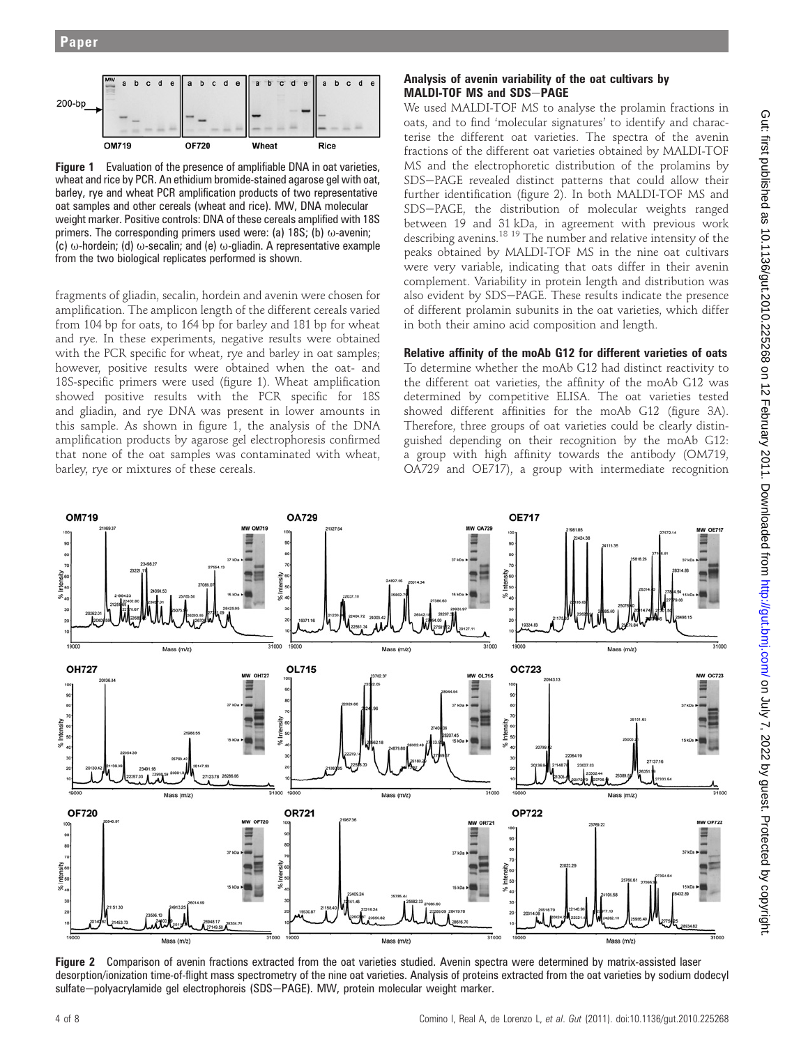**Figure 1** Evaluation of the presence of amplifiable DNA in oat varieties, wheat and rice by PCR. An ethidium bromide-stained agarose gel with oat, barley, rye and wheat PCR amplification products of two representative oat samples and other cereals (wheat and rice). MW, DNA molecular weight marker. Positive controls: DNA of these cereals amplified with 18S primers. The corresponding primers used were: (a) 18S; (b) ω-avenin; (c) ω-hordein; (d) ω-secalin; and (e) ω-gliadin. A representative example from the two biological replicates performed is shown.

fragments of gliadin, secalin, hordein and avenin were chosen for amplification. The amplicon length of the different cereals varied from 104 bp for oats, to 164 bp for barley and 181 bp for wheat and rye. In these experiments, negative results were obtained with the PCR specific for wheat, rye and barley in oat samples; however, positive results were obtained when the oat- and 18S-specific primers were used (figure 1). Wheat amplification showed positive results with the PCR specific for 18S and gliadin, and rye DNA was present in lower amounts in this sample. As shown in figure 1, the analysis of the DNA amplification products by agarose gel electrophoresis confirmed that none of the oat samples was contaminated with wheat, barley, rye or mixtures of these cereals.

### Analysis of avenin variability of the oat cultivars by MALDI-TOF MS and SDS–PAGE

We used MALDI-TOF MS to analyse the prolamin fractions in oats, and to find 'molecular signatures' to identify and characterise the different oat varieties. The spectra of the avenin fractions of the different oat varieties obtained by MALDI-TOF MS and the electrophoretic distribution of the prolamins by SDS–PAGE revealed distinct patterns that could allow their further identification (figure 2). In both MALDI-TOF MS and SDS–PAGE, the distribution of molecular weights ranged between 19 and 31 kDa, in agreement with previous work describing avenins.[18 19] The number and relative intensity of the peaks obtained by MALDI-TOF MS in the nine oat cultivars were very variable, indicating that oats differ in their avenin complement. Variability in protein length and distribution was also evident by SDS–PAGE. These results indicate the presence of different prolamin subunits in the oat varieties, which differ in both their amino acid composition and length.

### Relative affinity of the moAb G12 for different varieties of oats

To determine whether the moAb G12 had distinct reactivity to the different oat varieties, the affinity of the moAb G12 was determined by competitive ELISA. The oat varieties tested showed different affinities for the moAb G12 (figure 3A). Therefore, three groups of oat varieties could be clearly distinguished depending on their recognition by the moAb G12: a group with high affinity towards the antibody (OM719, OA729 and OE717), a group with intermediate recognition

**Figure 2** Comparison of avenin fractions extracted from the oat varieties studied. Avenin spectra were determined by matrix-assisted laser desorption/ionization time-of-flight mass spectrometry of the nine oat varieties. Analysis of proteins extracted from the oat varieties by sodium dodecyl sulfate–polyacrylamide gel electrophoreis (SDS–PAGE). MW, protein molecular weight marker.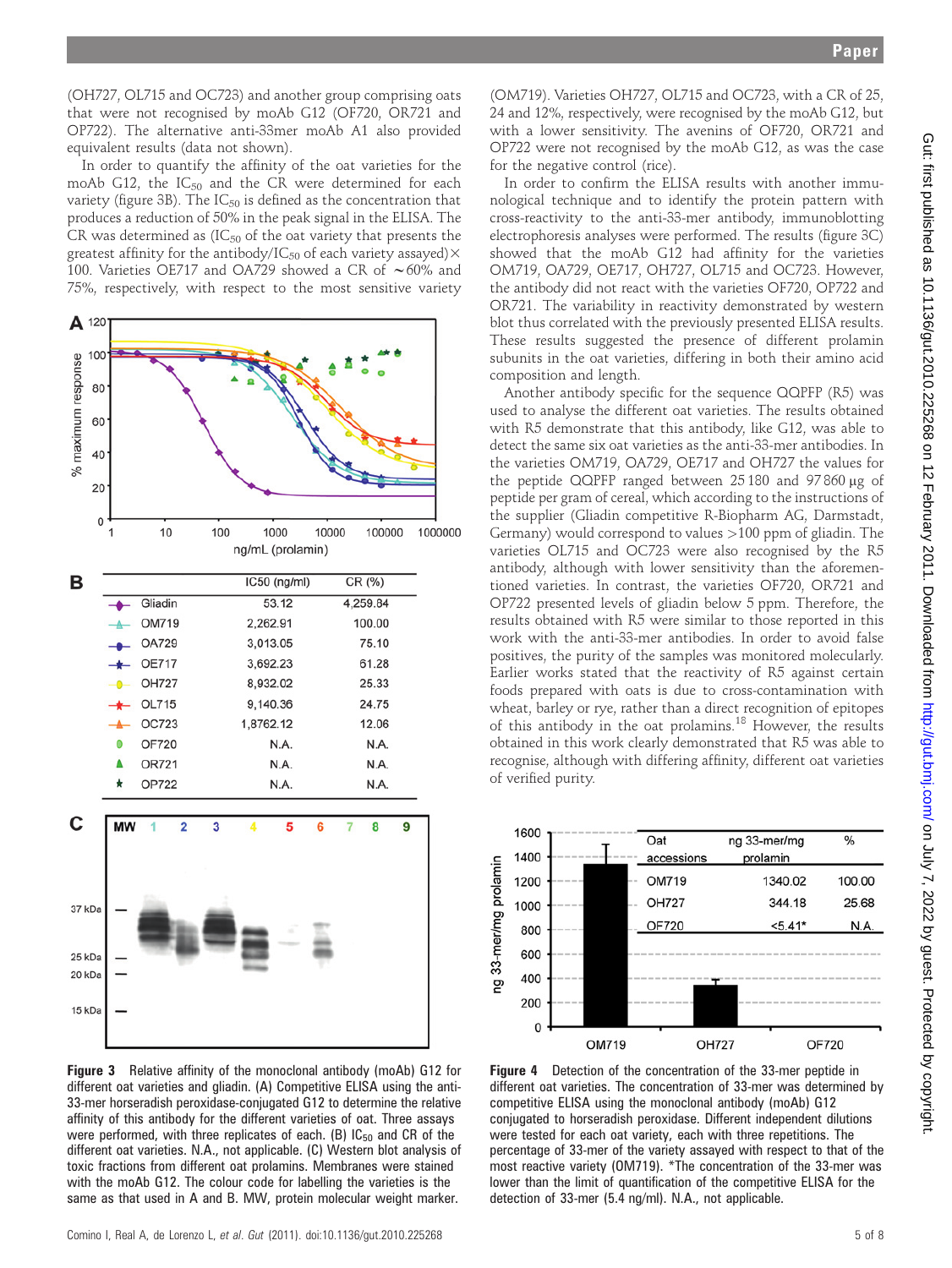(OH727, OL715 and OC723) and another group comprising oats that were not recognised by moAb G12 (OF720, OR721 and OP722). The alternative anti-33mer moAb A1 also provided equivalent results (data not shown).

In order to quantify the affinity of the oat varieties for the moAb G12, the $IC_{50}$ and the CR were determined for each variety (figure 3B). The $IC_{50}$ is defined as the concentration that produces a reduction of 50% in the peak signal in the ELISA. The CR was determined as ($IC_{50}$ of the oat variety that presents the greatest affinity for the antibody/$IC_{50}$ of each variety assayed)× 100. Varieties OE717 and OA729 showed a CR of ~60% and 75%, respectively, with respect to the most sensitive variety (OM719). Varieties OH727, OL715 and OC723, with a CR of 25, 24 and 12%, respectively, were recognised by the moAb G12, but with a lower sensitivity. The avenins of OF720, OR721 and OP722 were not recognised by the moAb G12, as was the case for the negative control (rice).

In order to confirm the ELISA results with another immunological technique and to identify the protein pattern with cross-reactivity to the anti-33-mer antibody, immunoblotting electrophoresis analyses were performed. The results (figure 3C) showed that the moAb G12 had affinity for the varieties OM719, OA729, OE717, OH727, OL715 and OC723. However, the antibody did not react with the varieties OF720, OP722 and OR721. The variability in reactivity demonstrated by western blot thus correlated with the previously presented ELISA results. These results suggested the presence of different prolamin subunits in the oat varieties, differing in both their amino acid composition and length.

Another antibody specific for the sequence QQPFP (R5) was used to analyse the different oat varieties. The results obtained with R5 demonstrate that this antibody, like G12, was able to detect the same six oat varieties as the anti-33-mer antibodies. In the varieties OM719, OA729, OE717 and OH727 the values for the peptide QQPFP ranged between 25 180 and 97 860 μg of peptide per gram of cereal, which according to the instructions of the supplier (Gliadin competitive R-Biopharm AG, Darmstadt, Germany) would correspond to values >100 ppm of gliadin. The varieties OL715 and OC723 were also recognised by the R5 antibody, although with lower sensitivity than the aforementioned varieties. In contrast, the varieties OF720, OR721 and OP722 presented levels of gliadin below 5 ppm. Therefore, the results obtained with R5 were similar to those reported in this work with the anti-33-mer antibodies. In order to avoid false positives, the purity of the samples was monitored molecularly. Earlier works stated that the reactivity of R5 against certain foods prepared with oats is due to cross-contamination with wheat, barley or rye, rather than a direct recognition of epitopes of this antibody in the oat prolamins.[18] However, the results obtained in this work clearly demonstrated that R5 was able to recognise, although with differing affinity, different oat varieties of verified purity.

| | $IC_{50}$ (ng/ml) | CR (%) |
|---|---|---|
| Gliadin | 53.12 | 4,259.84 |
| OM719 | 2,262.91 | 100.00 |
| OA729 | 3,013.05 | 75.10 |
| OE717 | 3,692.23 | 61.28 |
| OH727 | 8,932.02 | 25.33 |
| OL715 | 9,140.36 | 24.75 |
| OC723 | 1,8762.12 | 12.06 |
| OF720 | N.A. | N.A. |
| OR721 | N.A. | N.A. |
| OP722 | N.A. | N.A. |

**Figure 3** Relative affinity of the monoclonal antibody (moAb) G12 for different oat varieties and gliadin. (A) Competitive ELISA using the anti-33-mer horseradish peroxidase-conjugated G12 to determine the relative affinity of this antibody for the different varieties of oat. Three assays were performed, with three replicates of each. (B) $IC_{50}$ and CR of the different oat varieties. N.A., not applicable. (C) Western blot analysis of toxic fractions from different oat prolamins. Membranes were stained with the moAb G12. The colour code for labelling the varieties is the same as that used in A and B. MW, protein molecular weight marker.

| Oat accessions | ng 33-mer/mg prolamin | % |
|---|---|---|
| OM719 | 1340.02 | 100.00 |
| OH727 | 344.18 | 25.68 |
| OF720 | <5.41* | N.A. |

**Figure 4** Detection of the concentration of the 33-mer peptide in different oat varieties. The concentration of 33-mer was determined by competitive ELISA using the monoclonal antibody (moAb) G12 conjugated to horseradish peroxidase. Different independent dilutions were tested for each oat variety, each with three repetitions. The percentage of 33-mer of the variety assayed with respect to that of the most reactive variety (OM719). *The concentration of the 33-mer was lower than the limit of quantification of the competitive ELISA for the detection of 33-mer (5.4 ng/ml). N.A., not applicable.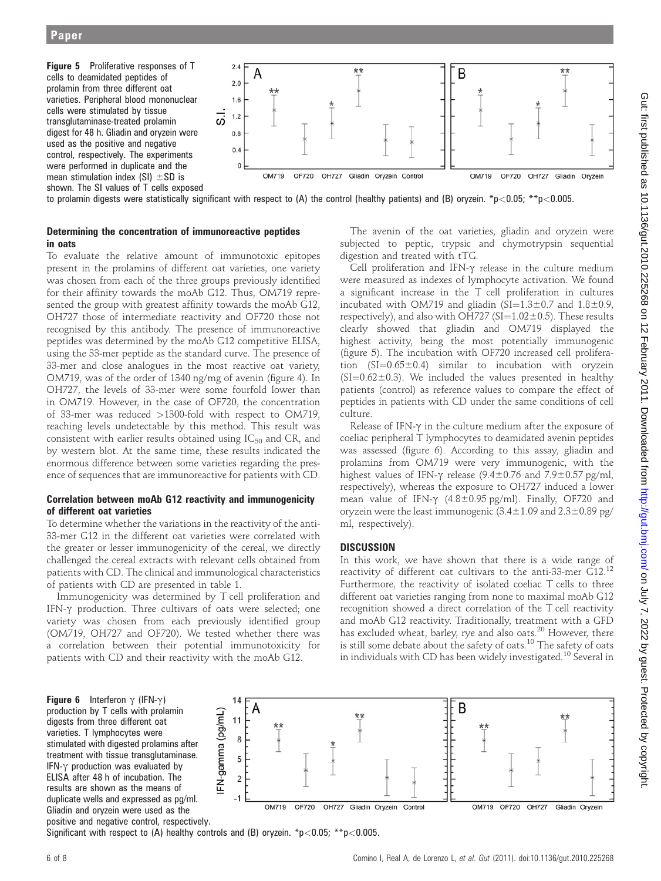**Figure 5** Proliferative responses of T cells to deamidated peptides of prolamin from three different oat varieties. Peripheral blood mononuclear cells were stimulated by tissue transglutaminase-treated prolamin digest for 48 h. Gliadin and oryzein were used as the positive and negative control, respectively. The experiments were performed in duplicate and the mean stimulation index (SI) ±SD is shown. The SI values of T cells exposed to prolamin digests were statistically significant with respect to (A) the control (healthy patients) and (B) oryzein. *$p<0.05$; **$p<0.005$.

### Determining the concentration of immunoreactive peptides in oats

To evaluate the relative amount of immunotoxic epitopes present in the prolamins of different oat varieties, one variety was chosen from each of the three groups previously identified for their affinity towards the moAb G12. Thus, OM719 represented the group with greatest affinity towards the moAb G12, OH727 those of intermediate reactivity and OF720 those not recognised by this antibody. The presence of immunoreactive peptides was determined by the moAb G12 competitive ELISA, using the 33-mer peptide as the standard curve. The presence of 33-mer and close analogues in the most reactive oat variety, OM719, was of the order of 1340 ng/mg of avenin (figure 4). In OH727, the levels of 33-mer were some fourfold lower than in OM719. However, in the case of OF720, the concentration of 33-mer was reduced >1300-fold with respect to OM719, reaching levels undetectable by this method. This result was consistent with earlier results obtained using $IC_{50}$ and CR, and by western blot. At the same time, these results indicated the enormous difference between some varieties regarding the presence of sequences that are immunoreactive for patients with CD.

### Correlation between moAb G12 reactivity and immunogenicity of different oat varieties

To determine whether the variations in the reactivity of the anti-33-mer G12 in the different oat varieties were correlated with the greater or lesser immunogenicity of the cereal, we directly challenged the cereal extracts with relevant cells obtained from patients with CD. The clinical and immunological characteristics of patients with CD are presented in table 1.

Immunogenicity was determined by T cell proliferation and IFN-γ production. Three cultivars of oats were selected; one variety was chosen from each previously identified group (OM719, OH727 and OF720). We tested whether there was a correlation between their potential immunotoxicity for patients with CD and their reactivity with the moAb G12.

The avenin of the oat varieties, gliadin and oryzein were subjected to peptic, trypsic and chymotrypsin sequential digestion and treated with tTG.

Cell proliferation and IFN-γ release in the culture medium were measured as indexes of lymphocyte activation. We found a significant increase in the T cell proliferation in cultures incubated with OM719 and gliadin (SI=1.3±0.7 and 1.8±0.9, respectively), and also with OH727 (SI=1.02±0.5). These results clearly showed that gliadin and OM719 displayed the highest activity, being the most potentially immunogenic (figure 5). The incubation with OF720 increased cell proliferation (SI=0.65±0.4) similar to incubation with oryzein (SI=0.62±0.3). We included the values presented in healthy patients (control) as reference values to compare the effect of peptides in patients with CD under the same conditions of cell culture.

Release of IFN-γ in the culture medium after the exposure of coeliac peripheral T lymphocytes to deamidated avenin peptides was assessed (figure 6). According to this assay, gliadin and prolamins from OM719 were very immunogenic, with the highest values of IFN-γ release (9.4±0.76 and 7.9±0.57 pg/ml, respectively), whereas the exposure to OH727 induced a lower mean value of IFN-γ (4.8±0.95 pg/ml). Finally, OF720 and oryzein were the least immunogenic (3.4±1.09 and 2.3±0.89 pg/ml, respectively).

## DISCUSSION

In this work, we have shown that there is a wide range of reactivity of different oat cultivars to the anti-33-mer G12.[12] Furthermore, the reactivity of isolated coeliac T cells to three different oat varieties ranging from none to maximal moAb G12 recognition showed a direct correlation of the T cell reactivity and moAb G12 reactivity. Traditionally, treatment with a GFD has excluded wheat, barley, rye and also oats.[20] However, there is still some debate about the safety of oats.[10] The safety of oats in individuals with CD has been widely investigated.[10] Several in

**Figure 6** Interferon γ (IFN-γ) production by T cells with prolamin digests from three different oat varieties. T lymphocytes were stimulated with digested prolamins after treatment with tissue transglutaminase. IFN-γ production was evaluated by ELISA after 48 h of incubation. The results are shown as the means of duplicate wells and expressed as pg/ml. Gliadin and oryzein were used as the positive and negative control, respectively. Significant with respect to (A) healthy controls and (B) oryzein. *$p<0.05$; **$p<0.005$.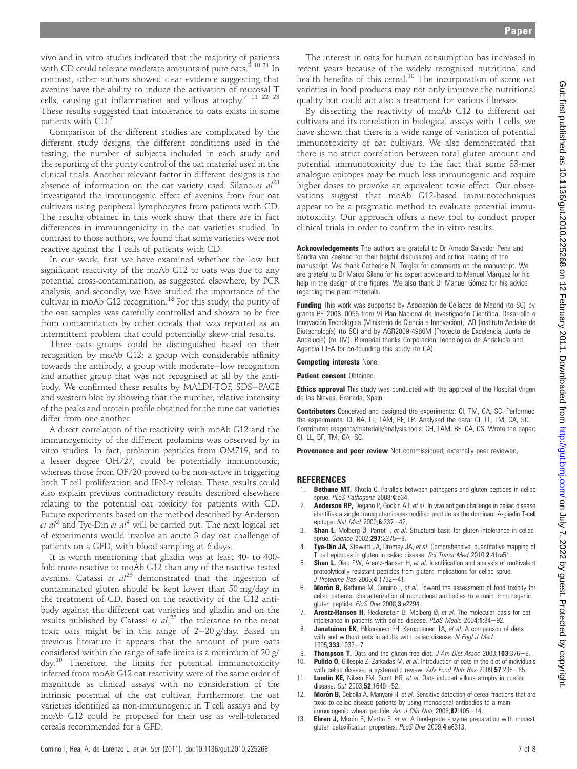vivo and in vitro studies indicated that the majority of patients with CD could tolerate moderate amounts of pure oats.[8 10 21] In contrast, other authors showed clear evidence suggesting that avenins have the ability to induce the activation of mucosal T cells, causing gut inflammation and villous atrophy.[7 11 22 23] These results suggested that intolerance to oats exists in some patients with CD.[7]

Comparison of the different studies are complicated by the different study designs, the different conditions used in the testing, the number of subjects included in each study and the reporting of the purity control of the oat material used in the clinical trials. Another relevant factor in different designs is the absence of information on the oat variety used. Silano *et al*[24] investigated the immunogenic effect of avenins from four oat cultivars using peripheral lymphocytes from patients with CD. The results obtained in this work show that there are in fact differences in immunogenicity in the oat varieties studied. In contrast to those authors, we found that some varieties were not reactive against the T cells of patients with CD.

In our work, first we have examined whether the low but significant reactivity of the moAb G12 to oats was due to any potential cross-contamination, as suggested elsewhere, by PCR analysis, and secondly, we have studied the importance of the cultivar in moAb G12 recognition.[18] For this study, the purity of the oat samples was carefully controlled and shown to be free from contamination by other cereals that was reported as an intermittent problem that could potentially skew trial results.

Three oats groups could be distinguished based on their recognition by moAb G12: a group with considerable affinity towards the antibody, a group with moderate–low recognition and another group that was not recognised at all by the antibody. We confirmed these results by MALDI-TOF, SDS–PAGE and western blot by showing that the number, relative intensity of the peaks and protein profile obtained for the nine oat varieties differ from one another.

A direct correlation of the reactivity with moAb G12 and the immunogenicity of the different prolamins was observed by in vitro studies. In fact, prolamin peptides from OM719, and to a lesser degree OH727, could be potentially immunotoxic, whereas those from OF720 proved to be non-active in triggering both T cell proliferation and IFN-γ release. These results could also explain previous contradictory results described elsewhere relating to the potential oat toxicity for patients with CD. Future experiments based on the method described by Anderson *et al*[2] and Tye-Din *et al*[4] will be carried out. The next logical set of experiments would involve an acute 3 day oat challenge of patients on a GFD, with blood sampling at 6 days.

It is worth mentioning that gliadin was at least 40- to 400-fold more reactive to moAb G12 than any of the reactive tested avenins. Catassi *et al*[25] demonstrated that the ingestion of contaminated gluten should be kept lower than 50 mg/day in the treatment of CD. Based on the reactivity of the G12 antibody against the different oat varieties and gliadin and on the results published by Catassi *et al*,[25] the tolerance to the most toxic oats might be in the range of 2–20 g/day. Based on previous literature it appears that the amount of pure oats considered within the range of safe limits is a minimum of 20 g/day.[10] Therefore, the limits for potential immunotoxicity inferred from moAb G12 oat reactivity were of the same order of magnitude as clinical assays with no consideration of the intrinsic potential of the oat cultivar. Furthermore, the oat varieties identified as non-immunogenic in T cell assays and by moAb G12 could be proposed for their use as well-tolerated cereals recommended for a GFD.

The interest in oats for human consumption has increased in recent years because of the widely recognised nutritional and health benefits of this cereal.[10] The incorporation of some oat varieties in food products may not only improve the nutritional quality but could act also a treatment for various illnesses.

By dissecting the reactivity of moAb G12 to different oat cultivars and its correlation in biological assays with T cells, we have shown that there is a wide range of variation of potential immunotoxicity of oat cultivars. We also demonstrated that there is no strict correlation between total gluten amount and potential immunotoxicity due to the fact that some 33-mer analogue epitopes may be much less immunogenic and require higher doses to provoke an equivalent toxic effect. Our observations suggest that moAb G12-based immunotechniques appear to be a pragmatic method to evaluate potential immunotoxicity. Our approach offers a new tool to conduct proper clinical trials in order to confirm the in vitro results.

**Acknowledgements** The authors are grateful to Dr Amado Salvador Peña and Sandra van Zeeland for their helpful discussions and critical reading of the manuscript. We thank Catherine N. Torgler for comments on the manuscript. We are grateful to Dr Marco Silano for his expert advice and to Manuel Márquez for his help in the design of the figures. We also thank Dr Manuel Gómez for his advice regarding the plant materials.

**Funding** This work was supported by Asociación de Celíacos de Madrid (to SC) by grants PET2008_0055 from VI Plan Nacional de Investigación Científica, Desarrollo e Innovación Tecnológica (Ministerio de Ciencia e Innovación), IAB (Instituto Andaluz de Biotecnología) (to SC) and by AGR2009-4966M (Proyecto de Excelencia, Junta de Andalucía) (to TM). Biomedal thanks Corporación Tecnológica de Andalucía and Agencia IDEA for co-founding this study (to CA).

**Competing interests** None.

**Patient consent** Obtained.

**Ethics approval** This study was conducted with the approval of the Hospital Virgen de las Nieves, Granada, Spain.

**Contributors** Conceived and designed the experiments: CI, TM, CA, SC. Performed the experiments: CI, RA, LL, LAM, BF, LP. Analysed the data: CI, LL, TM, CA, SC. Contributed reagents/materials/analysis tools: CH, LAM, BF, CA, CS. Wrote the paper: CI, LL, BF, TM, CA, SC.

**Provenance and peer review** Not commissioned; externally peer reviewed.

## REFERENCES

1. **Bethune MT,** Khosla C. Parallels between pathogens and gluten peptides in celiac sprue. *PLoS Pathogens* 2008;**4**:e34.
2. **Anderson RP,** Degano P, Godkin AJ, *et al*. In vivo antigen challenge in celiac disease identifies a single transglutaminase-modified peptide as the dominant A-gliadin T-cell epitope. *Nat Med* 2000;**6**:337–42.
3. **Shan L,** Molberg Ø, Parrot I, *et al*. Structural basis for gluten intolerance in celiac sprue. *Science* 2002;**297**:2275–9.
4. **Tye-Din JA,** Stewart JA, Dromey JA, *et al*. Comprehensive, quantitative mapping of T cell epitopes in gluten in celiac disease. *Sci Transl Med* 2010;**2**:41ra51.
5. **Shan L,** Qiao SW, Arentz-Hansen H, *et al*. Identification and analysis of multivalent proteolytically resistant peptides from gluten: implications for celiac sprue. *J Proteome Res* 2005;**4**:1732–41.
6. **Morón B,** Bethune M, Comino I, *et al*. Toward the assessment of food toxicity for celiac patients: characterization of monoclonal antibodies to a main immunogenic gluten peptide. *PloS One* 2008;**3**:e2294.
7. **Arentz-Hansen H,** Fleckenstein B, Molberg Ø, *et al*. The molecular basis for oat intolerance in patients with celiac disease. *PLoS Medic* 2004;**1**:84–92.
8. **Janatuinen EK,** Pikkarainen PH, Kemppainen TA, *et al*. A comparison of diets with and without oats in adults with celiac disease. *N Engl J Med* 1995;**333**:1033–7.
9. **Thompson T.** Oats and the gluten-free diet. *J Am Diet Assoc* 2003;**103**:376–9.
10. **Pulido O,** Gillespie Z, Zarkadas M, *et al*. Introduction of oats in the diet of individuals with celiac disease: a systematic review. *Adv Food Nutr Res* 2009;**57**:235–85.
11. **Lundin KE,** Nilsen EM, Scott HG, *et al*. Oats induced villous atrophy in coeliac disease. *Gut* 2003;**52**:1649–52.
12. **Morón B,** Cebolla A, Manyani H, *et al*. Sensitive detection of cereal fractions that are toxic to celiac disease patients by using monoclonal antibodies to a main immunogenic wheat peptide. *Am J Clin Nutr* 2008;**87**:405–14.
13. **Ehren J,** Morón B, Martin E, *et al*. A food-grade enzyme preparation with modest gluten detoxification properties. *PLoS One* 2009;**4**:e6313.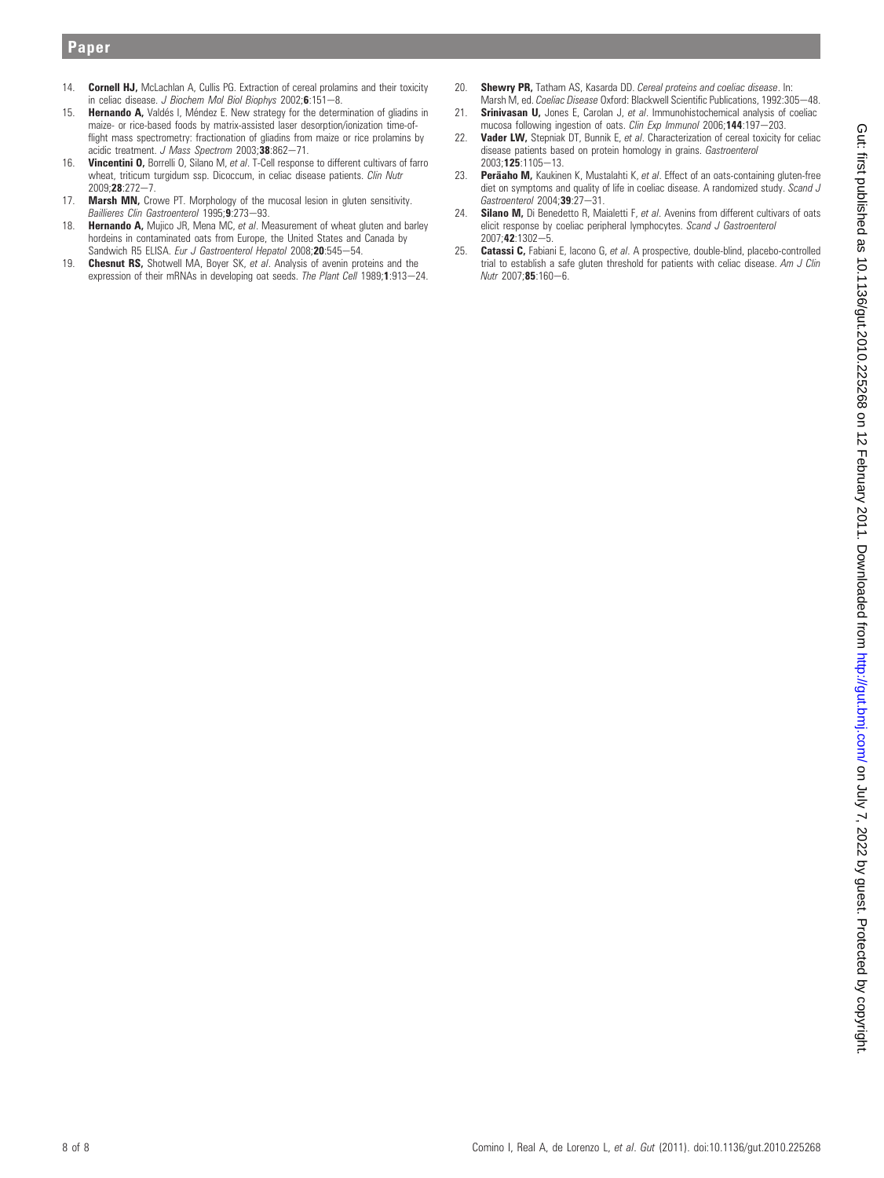14. **Cornell HJ,** McLachlan A, Cullis PG. Extraction of cereal prolamins and their toxicity in celiac disease. *J Biochem Mol Biol Biophys* 2002;**6**:151—8.
15. **Hernando A,** Valdés I, Méndez E. New strategy for the determination of gliadins in maize- or rice-based foods by matrix-assisted laser desorption/ionization time-of-flight mass spectrometry: fractionation of gliadins from maize or rice prolamins by acidic treatment. *J Mass Spectrom* 2003;**38**:862—71.
16. **Vincentini O,** Borrelli O, Silano M, *et al*. T-Cell response to different cultivars of farro wheat, triticum turgidum ssp. Dicoccum, in celiac disease patients. *Clin Nutr* 2009;**28**:272—7.
17. **Marsh MN,** Crowe PT. Morphology of the mucosal lesion in gluten sensitivity. *Baillieres Clin Gastroenterol* 1995;**9**:273—93.
18. **Hernando A,** Mujico JR, Mena MC, *et al*. Measurement of wheat gluten and barley hordeins in contaminated oats from Europe, the United States and Canada by Sandwich R5 ELISA. *Eur J Gastroenterol Hepatol* 2008;**20**:545—54.
19. **Chesnut RS,** Shotwell MA, Boyer SK, *et al*. Analysis of avenin proteins and the expression of their mRNAs in developing oat seeds. *The Plant Cell* 1989;**1**:913—24.
20. **Shewry PR,** Tatham AS, Kasarda DD. *Cereal proteins and coeliac disease*. In: Marsh M, ed. *Coeliac Disease* Oxford: Blackwell Scientific Publications, 1992:305—48.
21. **Srinivasan U,** Jones E, Carolan J, *et al*. Immunohistochemical analysis of coeliac mucosa following ingestion of oats. *Clin Exp Immunol* 2006;**144**:197—203.
22. **Vader LW,** Stepniak DT, Bunnik E, *et al*. Characterization of cereal toxicity for celiac disease patients based on protein homology in grains. *Gastroenterol* 2003;**125**:1105—13.
23. **Peräaho M,** Kaukinen K, Mustalahti K, *et al*. Effect of an oats-containing gluten-free diet on symptoms and quality of life in coeliac disease. A randomized study. *Scand J Gastroenterol* 2004;**39**:27—31.
24. **Silano M,** Di Benedetto R, Maialetti F, *et al*. Avenins from different cultivars of oats elicit response by coeliac peripheral lymphocytes. *Scand J Gastroenterol* 2007;**42**:1302—5.
25. **Catassi C,** Fabiani E, Iacono G, *et al*. A prospective, double-blind, placebo-controlled trial to establish a safe gluten threshold for patients with celiac disease. *Am J Clin Nutr* 2007;**85**:160—6.